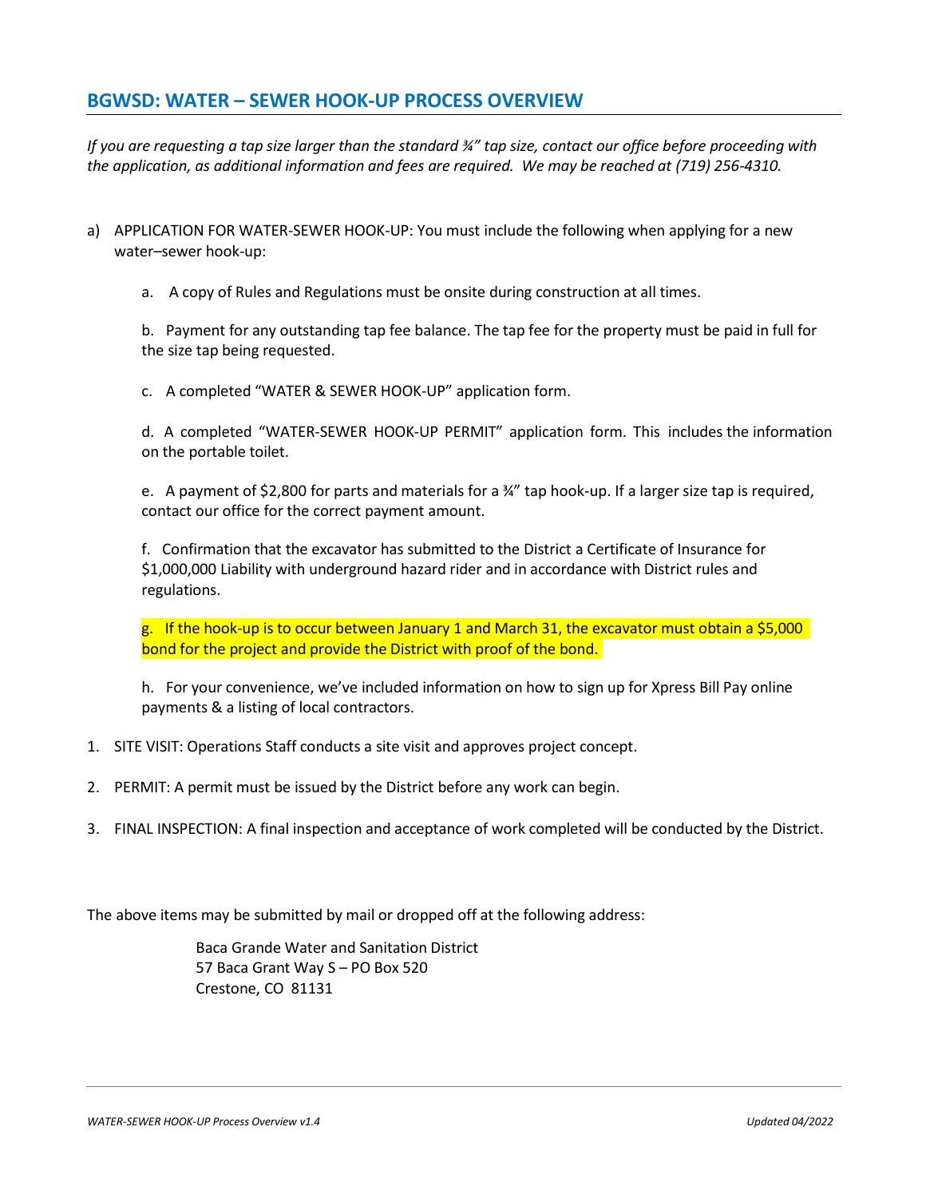## BGWSD: WATER – SEWER HOOK-UP PROCESS OVERVIEW

*If you are requesting a tap size larger than the standard ¾" tap size, contact our office before proceeding with the application, as additional information and fees are required. We may be reached at (719) 256-4310.*

a) APPLICATION FOR WATER-SEWER HOOK-UP: You must include the following when applying for a new water–sewer hook-up:

   a. A copy of Rules and Regulations must be onsite during construction at all times.

   b. Payment for any outstanding tap fee balance. The tap fee for the property must be paid in full for the size tap being requested.

   c. A completed "WATER & SEWER HOOK-UP" application form.

   d. A completed "WATER-SEWER HOOK-UP PERMIT" application form. This includes the information on the portable toilet.

   e. A payment of $2,800 for parts and materials for a ¾" tap hook-up. If a larger size tap is required, contact our office for the correct payment amount.

   f. Confirmation that the excavator has submitted to the District a Certificate of Insurance for $1,000,000 Liability with underground hazard rider and in accordance with District rules and regulations.

   g. If the hook-up is to occur between January 1 and March 31, the excavator must obtain a $5,000 bond for the project and provide the District with proof of the bond.

   h. For your convenience, we've included information on how to sign up for Xpress Bill Pay online payments & a listing of local contractors.

1. SITE VISIT: Operations Staff conducts a site visit and approves project concept.
2. PERMIT: A permit must be issued by the District before any work can begin.
3. FINAL INSPECTION: A final inspection and acceptance of work completed will be conducted by the District.

The above items may be submitted by mail or dropped off at the following address:

Baca Grande Water and Sanitation District
57 Baca Grant Way S – PO Box 520
Crestone, CO 81131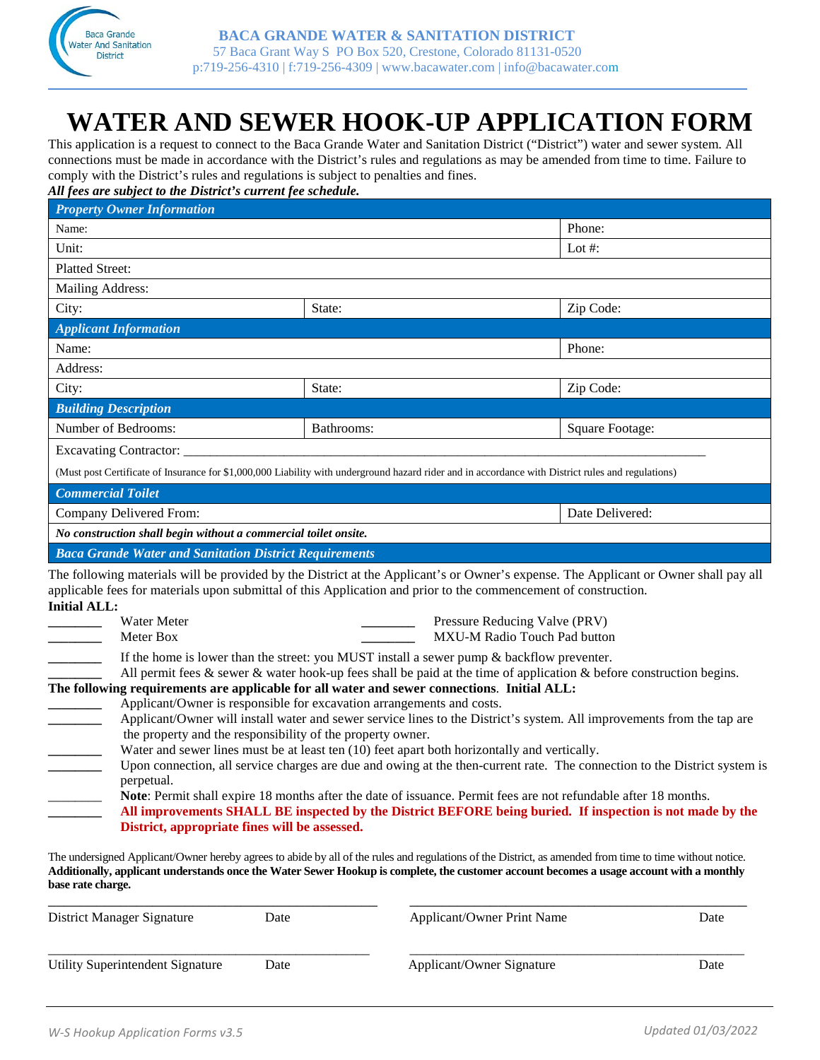**BACA GRANDE WATER & SANITATION DISTRICT**
57 Baca Grant Way S PO Box 520, Crestone, Colorado 81131-0520
p:719-256-4310 | f:719-256-4309 | www.bacawater.com | info@bacawater.com

# WATER AND SEWER HOOK-UP APPLICATION FORM

This application is a request to connect to the Baca Grande Water and Sanitation District ("District") water and sewer system. All connections must be made in accordance with the District's rules and regulations as may be amended from time to time. Failure to comply with the District's rules and regulations is subject to penalties and fines.

***All fees are subject to the District's current fee schedule.***

| ***Property Owner Information*** | | |
|---|---|---|
| Name: | | Phone: |
| Unit: | | Lot #: |
| Platted Street: | | |
| Mailing Address: | | |
| City: | State: | Zip Code: |
| ***Applicant Information*** | | |
| Name: | | Phone: |
| Address: | | |
| City: | State: | Zip Code: |
| ***Building Description*** | | |
| Number of Bedrooms: | Bathrooms: | Square Footage: |
| Excavating Contractor: ______________________________________________ | | |
| (Must post Certificate of Insurance for $1,000,000 Liability with underground hazard rider and in accordance with District rules and regulations) | | |
| ***Commercial Toilet*** | | |
| Company Delivered From: | | Date Delivered: |
| ***No construction shall begin without a commercial toilet onsite.*** | | |
| ***Baca Grande Water and Sanitation District Requirements*** | | |

The following materials will be provided by the District at the Applicant's or Owner's expense. The Applicant or Owner shall pay all applicable fees for materials upon submittal of this Application and prior to the commencement of construction.

**Initial ALL:**

_______ Water Meter  _______ Pressure Reducing Valve (PRV)
_______ Meter Box  _______ MXU-M Radio Touch Pad button

_______ If the home is lower than the street: you MUST install a sewer pump & backflow preventer.
_______ All permit fees & sewer & water hook-up fees shall be paid at the time of application & before construction begins.

**The following requirements are applicable for all water and sewer connections. Initial ALL:**

_______ Applicant/Owner is responsible for excavation arrangements and costs.
_______ Applicant/Owner will install water and sewer service lines to the District's system. All improvements from the tap are the property and the responsibility of the property owner.
_______ Water and sewer lines must be at least ten (10) feet apart both horizontally and vertically.
_______ Upon connection, all service charges are due and owing at the then-current rate. The connection to the District system is perpetual.
_______ **Note**: Permit shall expire 18 months after the date of issuance. Permit fees are not refundable after 18 months.
_______ **All improvements SHALL BE inspected by the District BEFORE being buried. If inspection is not made by the District, appropriate fines will be assessed.**

The undersigned Applicant/Owner hereby agrees to abide by all of the rules and regulations of the District, as amended from time to time without notice. **Additionally, applicant understands once the Water Sewer Hookup is complete, the customer account becomes a usage account with a monthly base rate charge.**

_______________________________________ _______________________________________
District Manager Signature  Date  Applicant/Owner Print Name  Date

_______________________________________ _______________________________________
Utility Superintendent Signature  Date  Applicant/Owner Signature  Date

*W-S Hookup Application Forms v3.5*  *Updated 01/03/2022*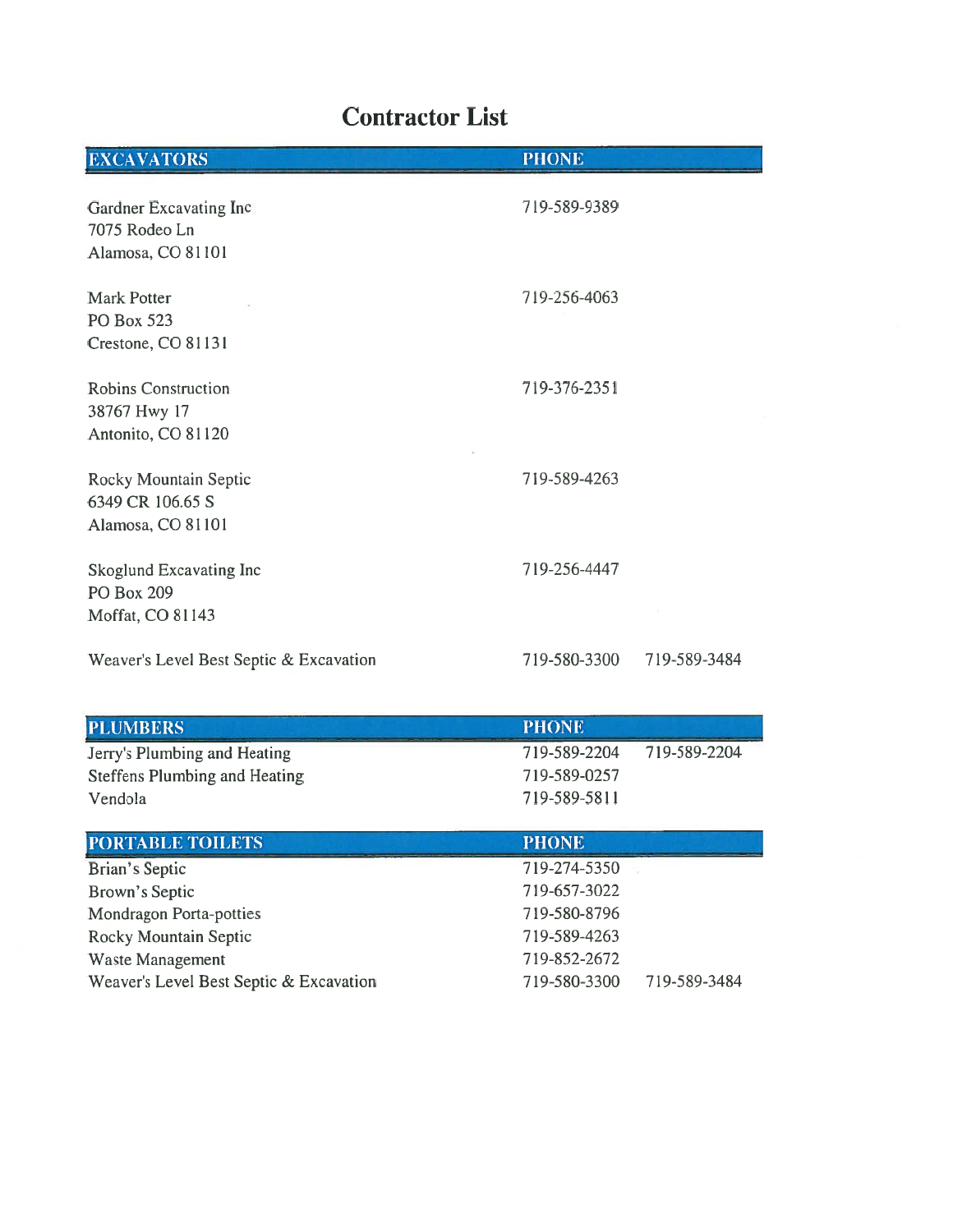# Contractor List

| EXCAVATORS | PHONE | |
|---|---|---|
| Gardner Excavating Inc<br>7075 Rodeo Ln<br>Alamosa, CO 81101 | 719-589-9389 | |
| Mark Potter<br>PO Box 523<br>Crestone, CO 81131 | 719-256-4063 | |
| Robins Construction<br>38767 Hwy 17<br>Antonito, CO 81120 | 719-376-2351 | |
| Rocky Mountain Septic<br>6349 CR 106.65 S<br>Alamosa, CO 81101 | 719-589-4263 | |
| Skoglund Excavating Inc<br>PO Box 209<br>Moffat, CO 81143 | 719-256-4447 | |
| Weaver's Level Best Septic & Excavation | 719-580-3300 | 719-589-3484 |

| PLUMBERS | PHONE | |
|---|---|---|
| Jerry's Plumbing and Heating | 719-589-2204 | 719-589-2204 |
| Steffens Plumbing and Heating | 719-589-0257 | |
| Vendola | 719-589-5811 | |

| PORTABLE TOILETS | PHONE | |
|---|---|---|
| Brian's Septic | 719-274-5350 | |
| Brown's Septic | 719-657-3022 | |
| Mondragon Porta-potties | 719-580-8796 | |
| Rocky Mountain Septic | 719-589-4263 | |
| Waste Management | 719-852-2672 | |
| Weaver's Level Best Septic & Excavation | 719-580-3300 | 719-589-3484 |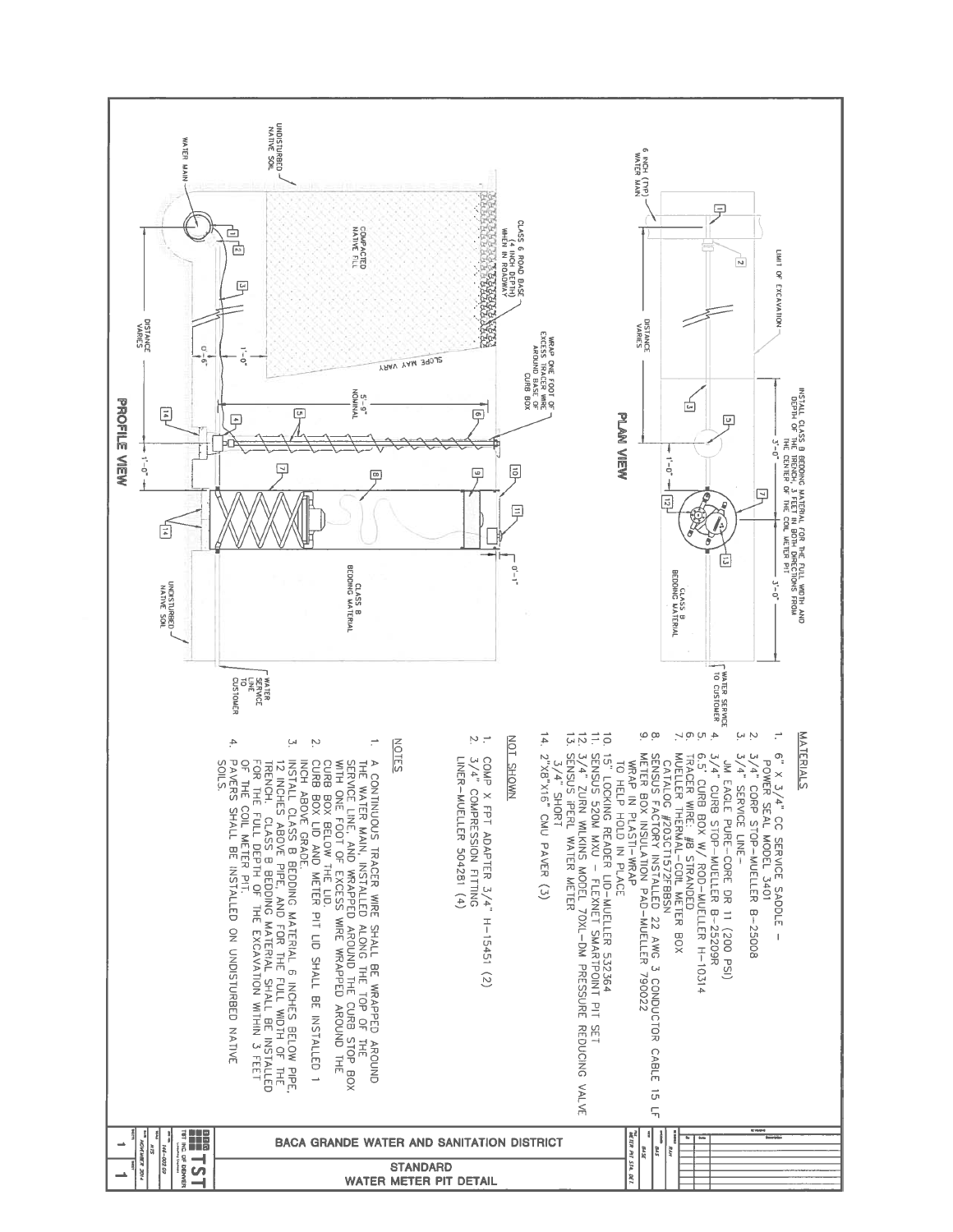# STANDARD WATER METER PIT DETAIL

BACA GRANDE WATER AND SANITATION DISTRICT

## PLAN VIEW

6 INCH (TYP) WATER MAIN

LIMIT OF EXCAVATION

DISTANCE VARIES

INSTALL CLASS B BEDDING MATERIAL FOR THE FULL WIDTH AND DEPTH OF THE TRENCH, 3 FEET IN BOTH DIRECTIONS FROM THE CENTER OF THE COIL METER PIT

3'-0"

3'-0"

1'-0"

CLASS B BEDDING MATERIAL

WATER SERVICE TO CUSTOMER

## PROFILE VIEW

UNDISTURBED NATIVE SOIL

WATER MAIN

COMPACTED NATIVE FILL

CLASS 6 ROAD BASE (4 INCH DEPTH) WHEN IN ROADWAY

SLOPE MAY VARY

WRAP ONE FOOT OF EXCESS TRACER WIRE AROUND BASE OF CURB BOX

5'-9" NOMINAL

DISTANCE VARIES

1'-0"

0'-6"

1'-0"

0'-1"

CLASS B BEDDING MATERIAL

UNDISTURBED NATIVE SOIL

WATER SERVICE LINE TO CUSTOMER

## MATERIALS

1. 6" X 3/4" CC SERVICE SADDLE – POWER SEAL MODEL 3401
2. 3/4" CORP STOP–MUELLER B–25008
3. 3/4" SERVICE LINE– JM EAGLE PURE–CORE DR 11 (200 PSI)
4. 3/4" CURB STOP–MUELLER B–25209R
5. 6.5' CURB BOX W/ ROD–MUELLER H–10314
6. TRACER WIRE: #8 STRANDED
7. MUELLER THERMAL–COIL METER BOX CATALOG #203CT1572RBBSN
8. SENSUS FACTORY INSTALLED 22 AWG 3 CONDUCTOR CABLE 15 LF
9. METER BOX INSULATION PAD–MUELLER 790022 WRAP IN PLASTI–WRAP TO HELP HOLD IN PLACE
10. 15" LOCKING READER LID–MUELLER 53264
11. SENSUS 520M MXU – FLEXNET SMARTPOINT PIT SET
12. 3/4" ZURN WILKINS MODEL 70XL–DM PRESSURE REDUCING VALVE
13. SENSUS iPERL WATER METER 3/4" SHORT
14. 2"X8"X16" CMU PAVER (3)

## NOT SHOWN

1. COMP X FPT ADAPTER 3/4" H–15451 (2)
2. 3/4" COMPRESSION FITTING LINER–MUELLER 504281 (4)

## NOTES

1. A CONTINUOUS TRACER WIRE SHALL BE WRAPPED AROUND THE WATER MAIN, INSTALLED ALONG THE TOP OF THE SERVICE LINE, AND WRAPPED AROUND THE CURB STOP BOX WITH ONE FOOT OF EXCESS WIRE WRAPPED AROUND THE CURB BOX BELOW THE LID.
2. CURB BOX LID AND METER PIT LID SHALL BE INSTALLED 1 INCH ABOVE GRADE.
3. INSTALL CLASS B BEDDING MATERIAL 6 INCHES BELOW PIPE, 12 INCHES ABOVE PIPE, AND FOR THE FULL WIDTH OF THE TRENCH. CLASS B BEDDING MATERIAL SHALL BE INSTALLED FOR THE FULL DEPTH OF THE EXCAVATION WITHIN 3 FEET OF THE COIL METER PIT.
4. PAVERS SHALL BE INSTALLED ON UNDISTURBED NATIVE SOILS.

TST INC. OF DENVER

DATE: NOVEMBER 2014

SHEET 1 OF 1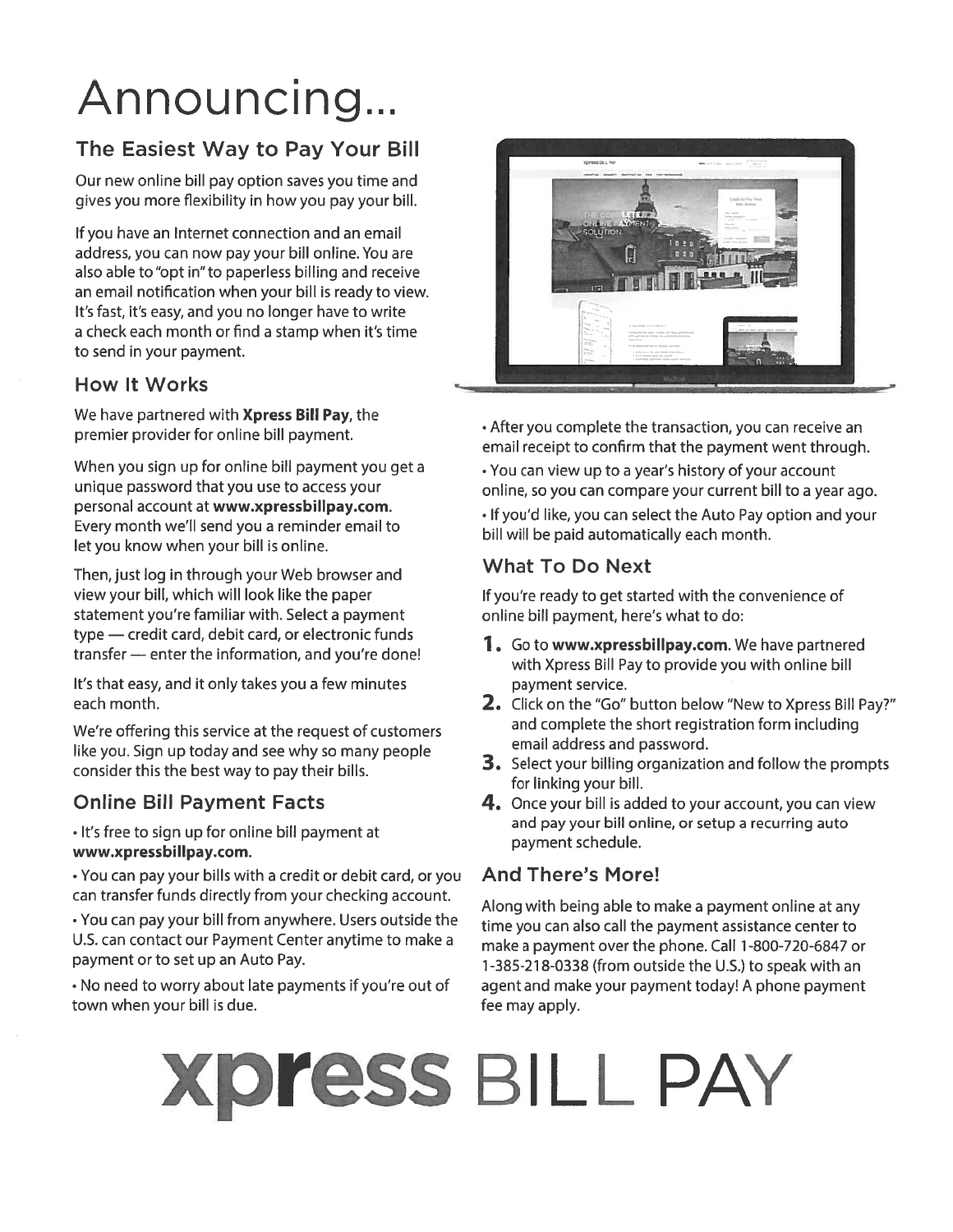# Announcing...

## The Easiest Way to Pay Your Bill

Our new online bill pay option saves you time and gives you more flexibility in how you pay your bill.

If you have an Internet connection and an email address, you can now pay your bill online. You are also able to "opt in" to paperless billing and receive an email notification when your bill is ready to view. It's fast, it's easy, and you no longer have to write a check each month or find a stamp when it's time to send in your payment.

## How It Works

We have partnered with **Xpress Bill Pay**, the premier provider for online bill payment.

When you sign up for online bill payment you get a unique password that you use to access your personal account at **www.xpressbillpay.com**. Every month we'll send you a reminder email to let you know when your bill is online.

Then, just log in through your Web browser and view your bill, which will look like the paper statement you're familiar with. Select a payment type — credit card, debit card, or electronic funds transfer — enter the information, and you're done!

It's that easy, and it only takes you a few minutes each month.

We're offering this service at the request of customers like you. Sign up today and see why so many people consider this the best way to pay their bills.

## Online Bill Payment Facts

- It's free to sign up for online bill payment at **www.xpressbillpay.com**.
- You can pay your bills with a credit or debit card, or you can transfer funds directly from your checking account.
- You can pay your bill from anywhere. Users outside the U.S. can contact our Payment Center anytime to make a payment or to set up an Auto Pay.
- No need to worry about late payments if you're out of town when your bill is due.
- After you complete the transaction, you can receive an email receipt to confirm that the payment went through.
- You can view up to a year's history of your account online, so you can compare your current bill to a year ago.
- If you'd like, you can select the Auto Pay option and your bill will be paid automatically each month.

## What To Do Next

If you're ready to get started with the convenience of online bill payment, here's what to do:

1. Go to **www.xpressbillpay.com**. We have partnered with Xpress Bill Pay to provide you with online bill payment service.
2. Click on the "Go" button below "New to Xpress Bill Pay?" and complete the short registration form including email address and password.
3. Select your billing organization and follow the prompts for linking your bill.
4. Once your bill is added to your account, you can view and pay your bill online, or setup a recurring auto payment schedule.

## And There's More!

Along with being able to make a payment online at any time you can also call the payment assistance center to make a payment over the phone. Call 1-800-720-6847 or 1-385-218-0338 (from outside the U.S.) to speak with an agent and make your payment today! A phone payment fee may apply.

**xpress** BILL PAY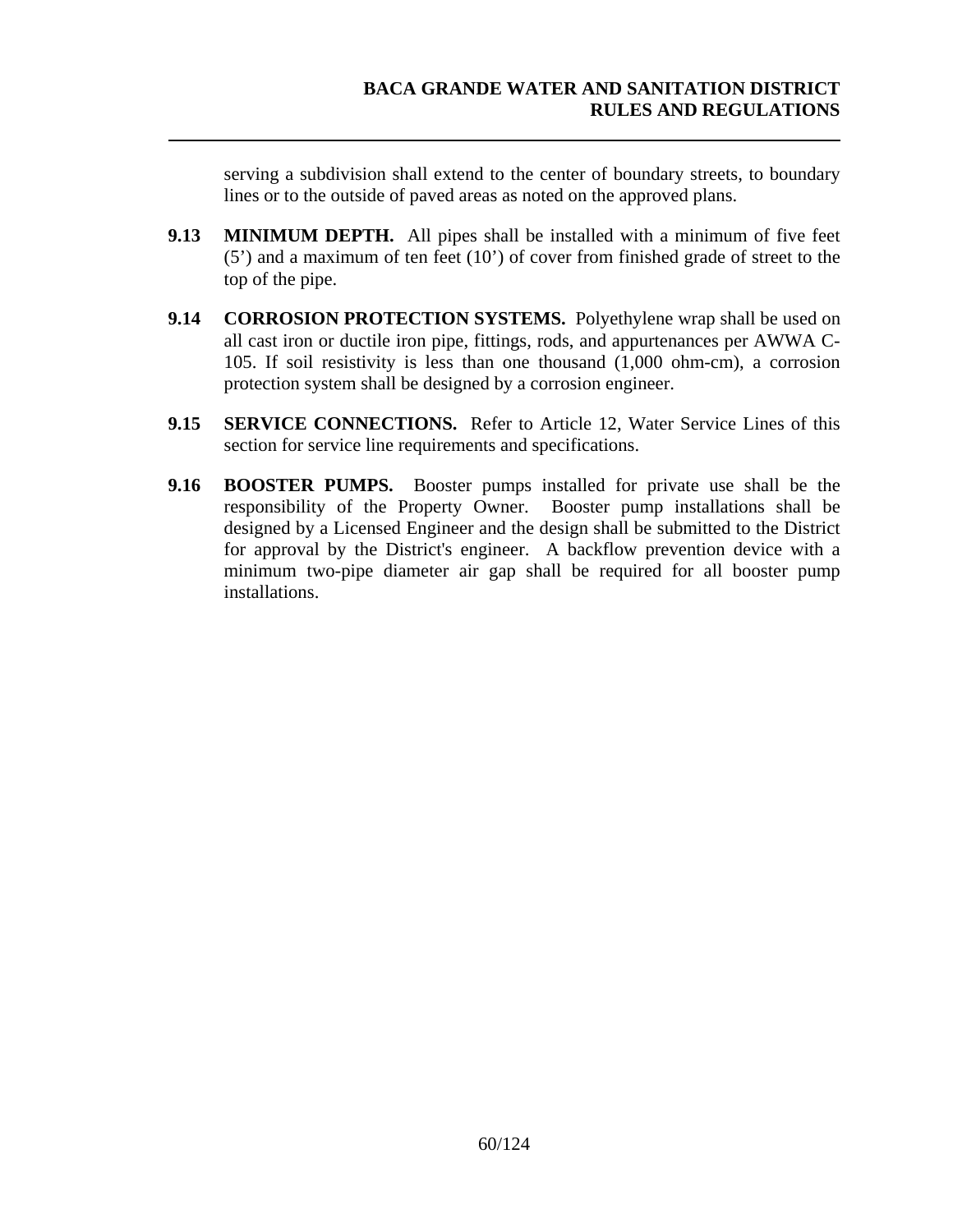serving a subdivision shall extend to the center of boundary streets, to boundary lines or to the outside of paved areas as noted on the approved plans.

**9.13 MINIMUM DEPTH.** All pipes shall be installed with a minimum of five feet (5') and a maximum of ten feet (10') of cover from finished grade of street to the top of the pipe.

**9.14 CORROSION PROTECTION SYSTEMS.** Polyethylene wrap shall be used on all cast iron or ductile iron pipe, fittings, rods, and appurtenances per AWWA C-105. If soil resistivity is less than one thousand (1,000 ohm-cm), a corrosion protection system shall be designed by a corrosion engineer.

**9.15 SERVICE CONNECTIONS.** Refer to Article 12, Water Service Lines of this section for service line requirements and specifications.

**9.16 BOOSTER PUMPS.** Booster pumps installed for private use shall be the responsibility of the Property Owner. Booster pump installations shall be designed by a Licensed Engineer and the design shall be submitted to the District for approval by the District's engineer. A backflow prevention device with a minimum two-pipe diameter air gap shall be required for all booster pump installations.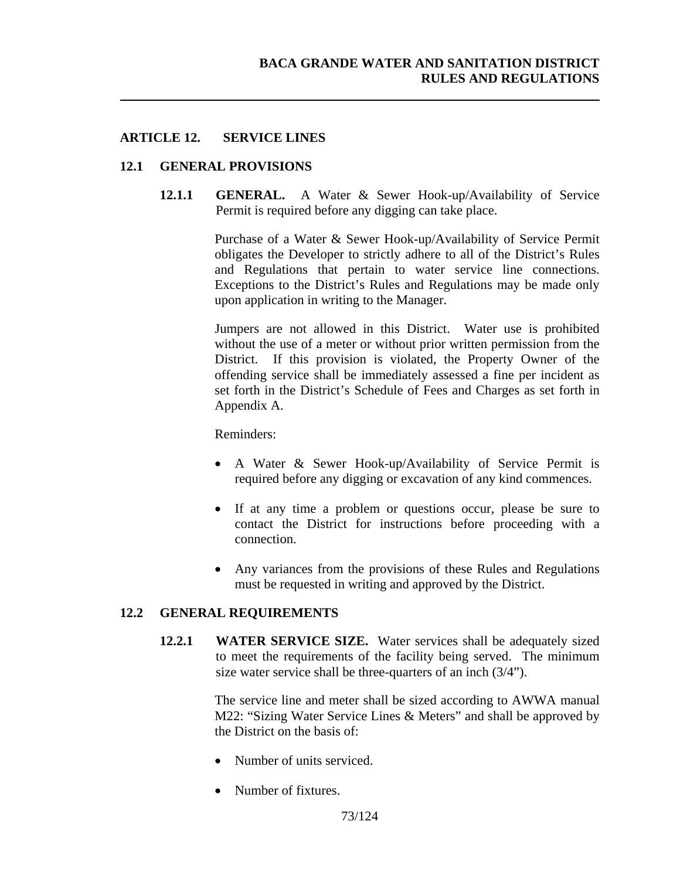## ARTICLE 12. SERVICE LINES

### 12.1 GENERAL PROVISIONS

**12.1.1 GENERAL.** A Water & Sewer Hook-up/Availability of Service Permit is required before any digging can take place.

Purchase of a Water & Sewer Hook-up/Availability of Service Permit obligates the Developer to strictly adhere to all of the District's Rules and Regulations that pertain to water service line connections. Exceptions to the District's Rules and Regulations may be made only upon application in writing to the Manager.

Jumpers are not allowed in this District. Water use is prohibited without the use of a meter or without prior written permission from the District. If this provision is violated, the Property Owner of the offending service shall be immediately assessed a fine per incident as set forth in the District's Schedule of Fees and Charges as set forth in Appendix A.

Reminders:

- A Water & Sewer Hook-up/Availability of Service Permit is required before any digging or excavation of any kind commences.
- If at any time a problem or questions occur, please be sure to contact the District for instructions before proceeding with a connection.
- Any variances from the provisions of these Rules and Regulations must be requested in writing and approved by the District.

### 12.2 GENERAL REQUIREMENTS

**12.2.1 WATER SERVICE SIZE.** Water services shall be adequately sized to meet the requirements of the facility being served. The minimum size water service shall be three-quarters of an inch (3/4").

The service line and meter shall be sized according to AWWA manual M22: "Sizing Water Service Lines & Meters" and shall be approved by the District on the basis of:

- Number of units serviced.
- Number of fixtures.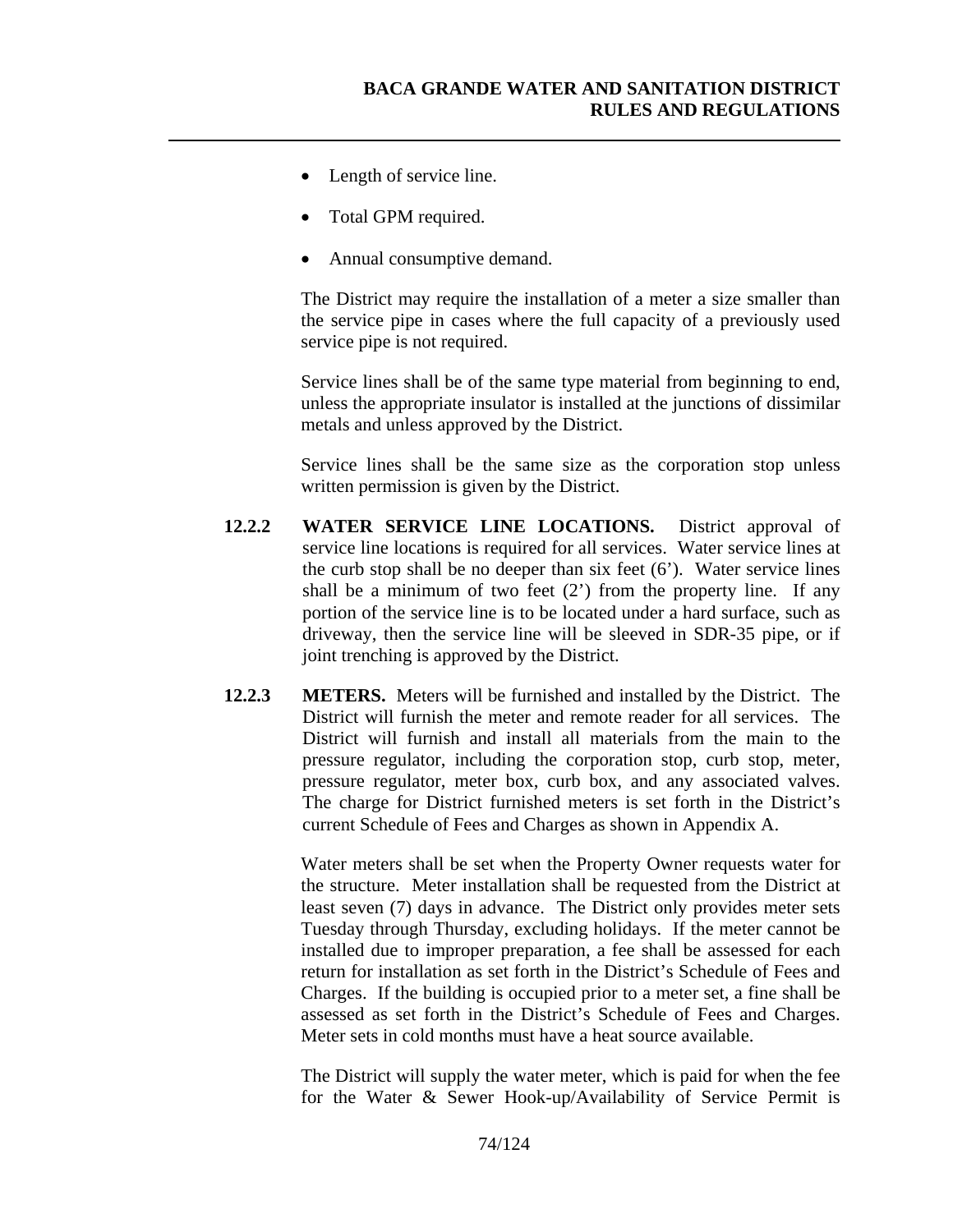- Length of service line.
- Total GPM required.
- Annual consumptive demand.

The District may require the installation of a meter a size smaller than the service pipe in cases where the full capacity of a previously used service pipe is not required.

Service lines shall be of the same type material from beginning to end, unless the appropriate insulator is installed at the junctions of dissimilar metals and unless approved by the District.

Service lines shall be the same size as the corporation stop unless written permission is given by the District.

**12.2.2 WATER SERVICE LINE LOCATIONS.** District approval of service line locations is required for all services. Water service lines at the curb stop shall be no deeper than six feet (6'). Water service lines shall be a minimum of two feet (2') from the property line. If any portion of the service line is to be located under a hard surface, such as driveway, then the service line will be sleeved in SDR-35 pipe, or if joint trenching is approved by the District.

**12.2.3 METERS.** Meters will be furnished and installed by the District. The District will furnish the meter and remote reader for all services. The District will furnish and install all materials from the main to the pressure regulator, including the corporation stop, curb stop, meter, pressure regulator, meter box, curb box, and any associated valves. The charge for District furnished meters is set forth in the District's current Schedule of Fees and Charges as shown in Appendix A.

Water meters shall be set when the Property Owner requests water for the structure. Meter installation shall be requested from the District at least seven (7) days in advance. The District only provides meter sets Tuesday through Thursday, excluding holidays. If the meter cannot be installed due to improper preparation, a fee shall be assessed for each return for installation as set forth in the District's Schedule of Fees and Charges. If the building is occupied prior to a meter set, a fine shall be assessed as set forth in the District's Schedule of Fees and Charges. Meter sets in cold months must have a heat source available.

The District will supply the water meter, which is paid for when the fee for the Water & Sewer Hook-up/Availability of Service Permit is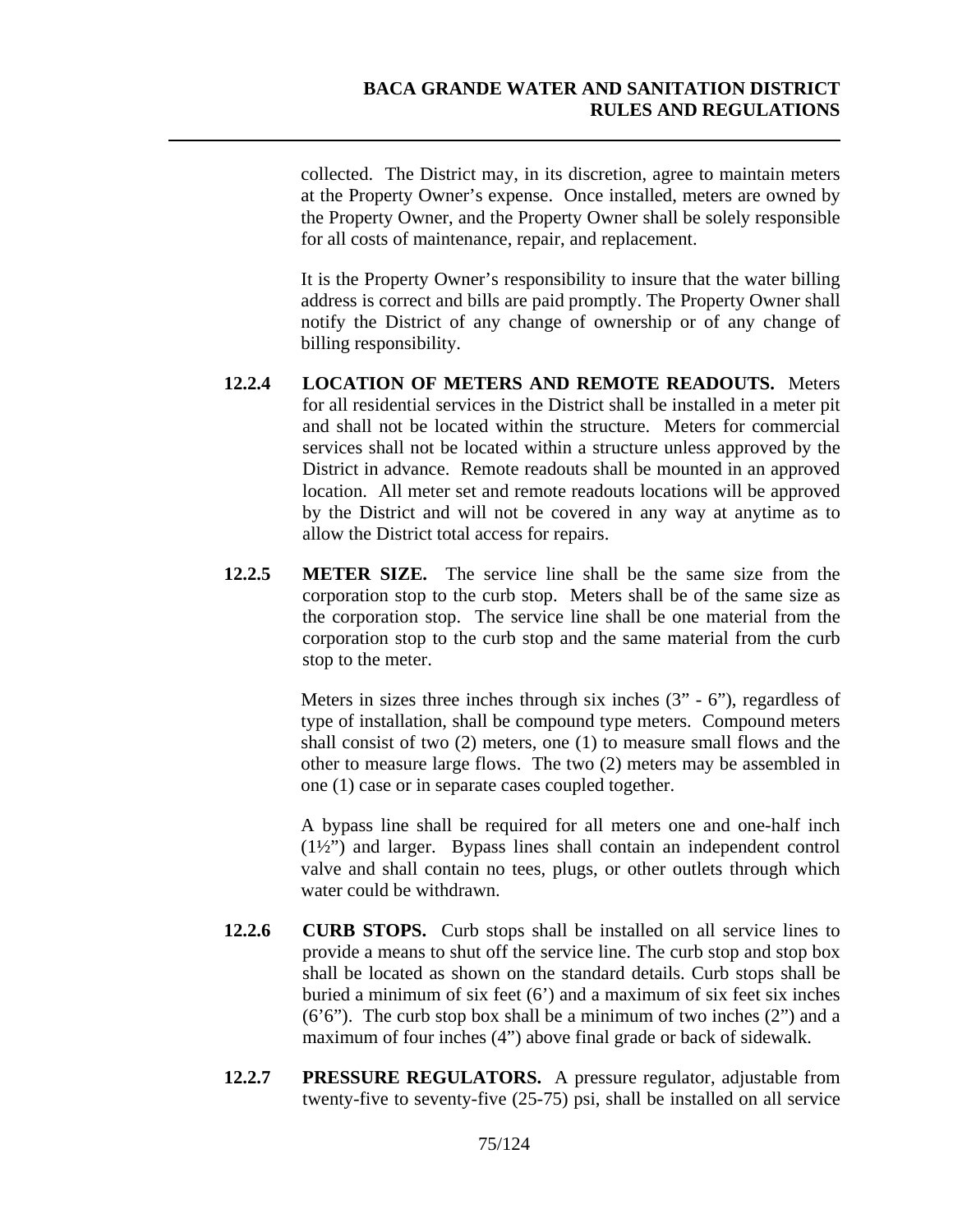collected. The District may, in its discretion, agree to maintain meters at the Property Owner's expense. Once installed, meters are owned by the Property Owner, and the Property Owner shall be solely responsible for all costs of maintenance, repair, and replacement.

It is the Property Owner's responsibility to insure that the water billing address is correct and bills are paid promptly. The Property Owner shall notify the District of any change of ownership or of any change of billing responsibility.

**12.2.4 LOCATION OF METERS AND REMOTE READOUTS.** Meters for all residential services in the District shall be installed in a meter pit and shall not be located within the structure. Meters for commercial services shall not be located within a structure unless approved by the District in advance. Remote readouts shall be mounted in an approved location. All meter set and remote readouts locations will be approved by the District and will not be covered in any way at anytime as to allow the District total access for repairs.

**12.2.5 METER SIZE.** The service line shall be the same size from the corporation stop to the curb stop. Meters shall be of the same size as the corporation stop. The service line shall be one material from the corporation stop to the curb stop and the same material from the curb stop to the meter.

Meters in sizes three inches through six inches (3" - 6"), regardless of type of installation, shall be compound type meters. Compound meters shall consist of two (2) meters, one (1) to measure small flows and the other to measure large flows. The two (2) meters may be assembled in one (1) case or in separate cases coupled together.

A bypass line shall be required for all meters one and one-half inch (1½") and larger. Bypass lines shall contain an independent control valve and shall contain no tees, plugs, or other outlets through which water could be withdrawn.

**12.2.6 CURB STOPS.** Curb stops shall be installed on all service lines to provide a means to shut off the service line. The curb stop and stop box shall be located as shown on the standard details. Curb stops shall be buried a minimum of six feet (6') and a maximum of six feet six inches (6'6"). The curb stop box shall be a minimum of two inches (2") and a maximum of four inches (4") above final grade or back of sidewalk.

**12.2.7 PRESSURE REGULATORS.** A pressure regulator, adjustable from twenty-five to seventy-five (25-75) psi, shall be installed on all service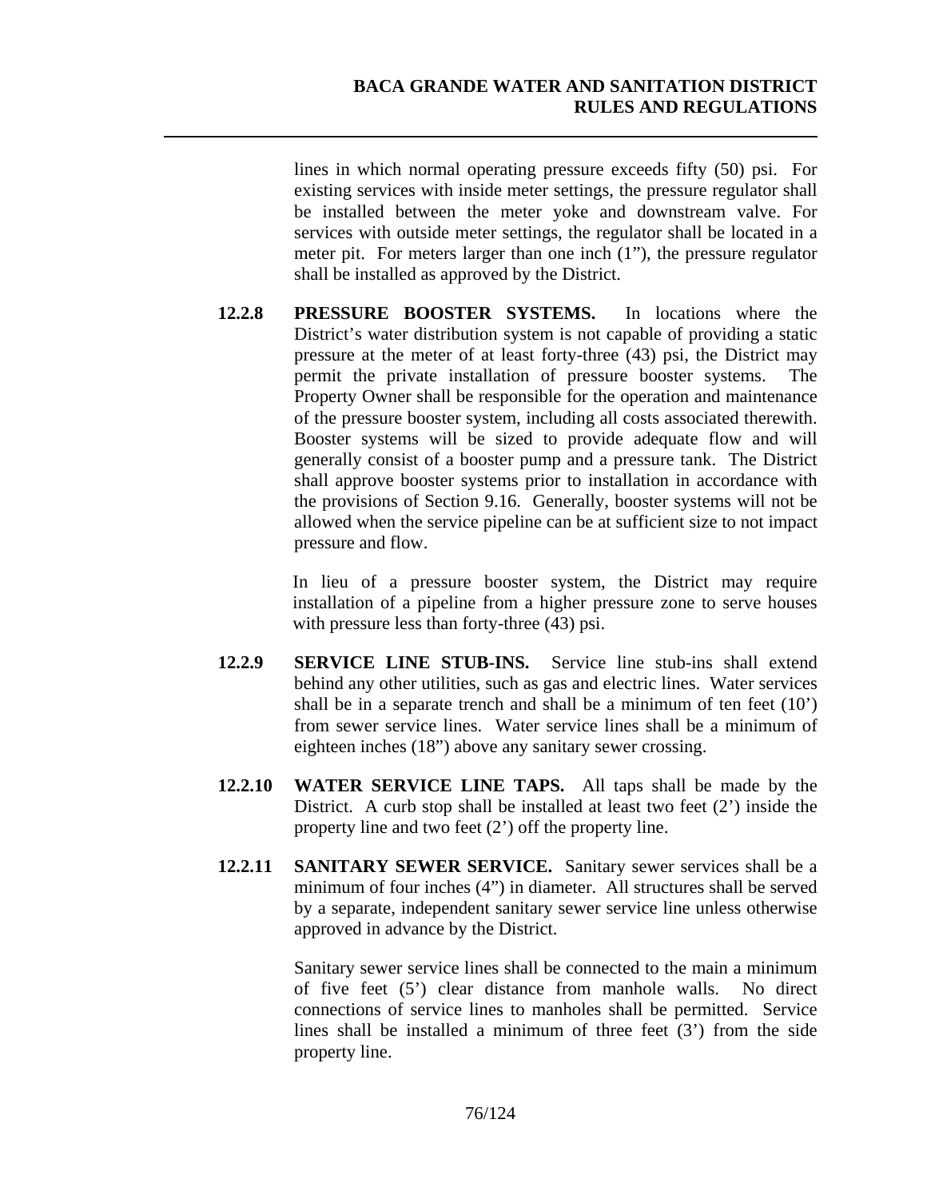lines in which normal operating pressure exceeds fifty (50) psi. For existing services with inside meter settings, the pressure regulator shall be installed between the meter yoke and downstream valve. For services with outside meter settings, the regulator shall be located in a meter pit. For meters larger than one inch (1"), the pressure regulator shall be installed as approved by the District.

**12.2.8 PRESSURE BOOSTER SYSTEMS.** In locations where the District's water distribution system is not capable of providing a static pressure at the meter of at least forty-three (43) psi, the District may permit the private installation of pressure booster systems. The Property Owner shall be responsible for the operation and maintenance of the pressure booster system, including all costs associated therewith. Booster systems will be sized to provide adequate flow and will generally consist of a booster pump and a pressure tank. The District shall approve booster systems prior to installation in accordance with the provisions of Section 9.16. Generally, booster systems will not be allowed when the service pipeline can be at sufficient size to not impact pressure and flow.

In lieu of a pressure booster system, the District may require installation of a pipeline from a higher pressure zone to serve houses with pressure less than forty-three (43) psi.

**12.2.9 SERVICE LINE STUB-INS.** Service line stub-ins shall extend behind any other utilities, such as gas and electric lines. Water services shall be in a separate trench and shall be a minimum of ten feet (10') from sewer service lines. Water service lines shall be a minimum of eighteen inches (18") above any sanitary sewer crossing.

**12.2.10 WATER SERVICE LINE TAPS.** All taps shall be made by the District. A curb stop shall be installed at least two feet (2') inside the property line and two feet (2') off the property line.

**12.2.11 SANITARY SEWER SERVICE.** Sanitary sewer services shall be a minimum of four inches (4") in diameter. All structures shall be served by a separate, independent sanitary sewer service line unless otherwise approved in advance by the District.

Sanitary sewer service lines shall be connected to the main a minimum of five feet (5') clear distance from manhole walls. No direct connections of service lines to manholes shall be permitted. Service lines shall be installed a minimum of three feet (3') from the side property line.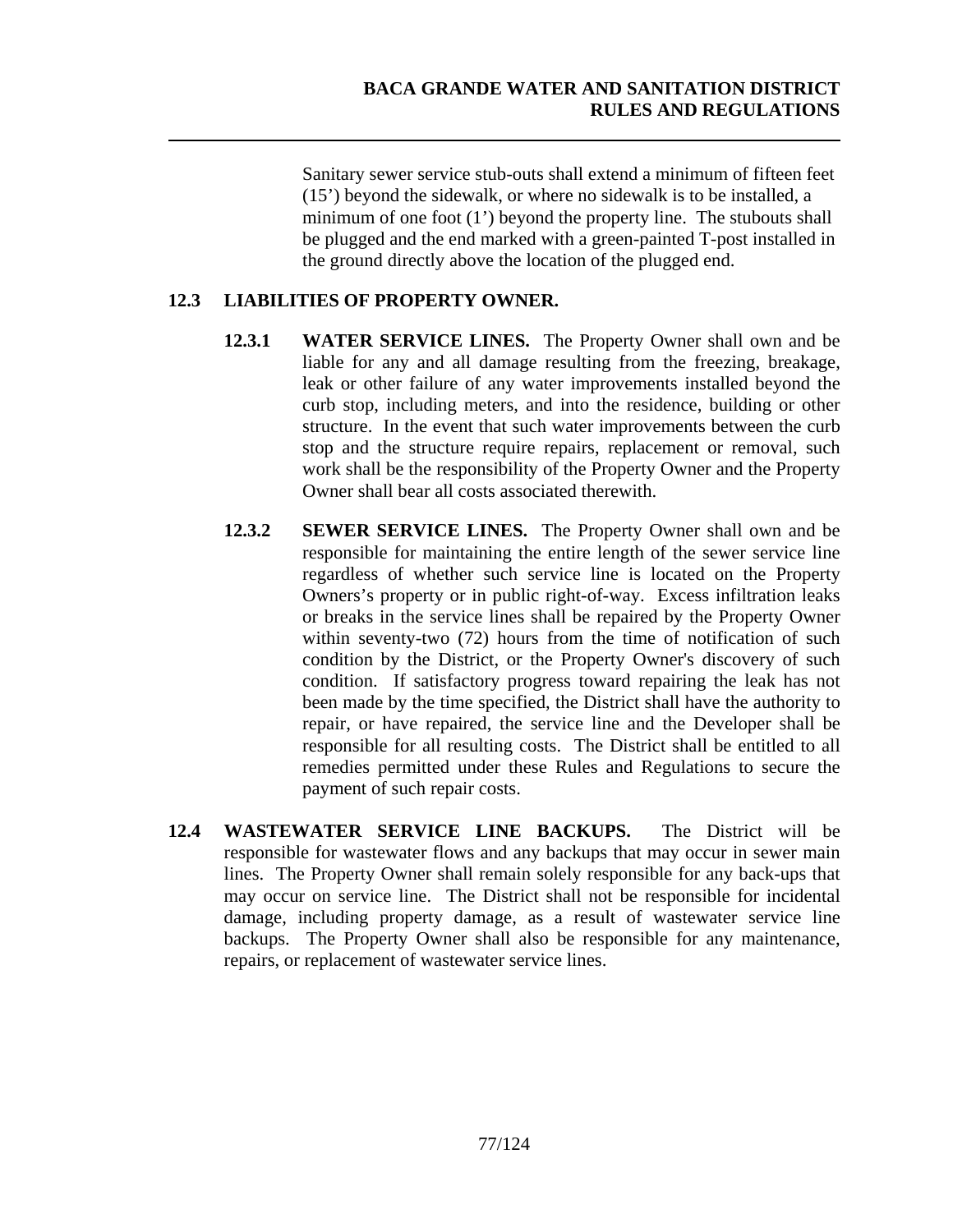Sanitary sewer service stub-outs shall extend a minimum of fifteen feet (15') beyond the sidewalk, or where no sidewalk is to be installed, a minimum of one foot (1') beyond the property line. The stubouts shall be plugged and the end marked with a green-painted T-post installed in the ground directly above the location of the plugged end.

## 12.3 LIABILITIES OF PROPERTY OWNER.

**12.3.1 WATER SERVICE LINES.** The Property Owner shall own and be liable for any and all damage resulting from the freezing, breakage, leak or other failure of any water improvements installed beyond the curb stop, including meters, and into the residence, building or other structure. In the event that such water improvements between the curb stop and the structure require repairs, replacement or removal, such work shall be the responsibility of the Property Owner and the Property Owner shall bear all costs associated therewith.

**12.3.2 SEWER SERVICE LINES.** The Property Owner shall own and be responsible for maintaining the entire length of the sewer service line regardless of whether such service line is located on the Property Owners's property or in public right-of-way. Excess infiltration leaks or breaks in the service lines shall be repaired by the Property Owner within seventy-two (72) hours from the time of notification of such condition by the District, or the Property Owner's discovery of such condition. If satisfactory progress toward repairing the leak has not been made by the time specified, the District shall have the authority to repair, or have repaired, the service line and the Developer shall be responsible for all resulting costs. The District shall be entitled to all remedies permitted under these Rules and Regulations to secure the payment of such repair costs.

**12.4 WASTEWATER SERVICE LINE BACKUPS.** The District will be responsible for wastewater flows and any backups that may occur in sewer main lines. The Property Owner shall remain solely responsible for any back-ups that may occur on service line. The District shall not be responsible for incidental damage, including property damage, as a result of wastewater service line backups. The Property Owner shall also be responsible for any maintenance, repairs, or replacement of wastewater service lines.